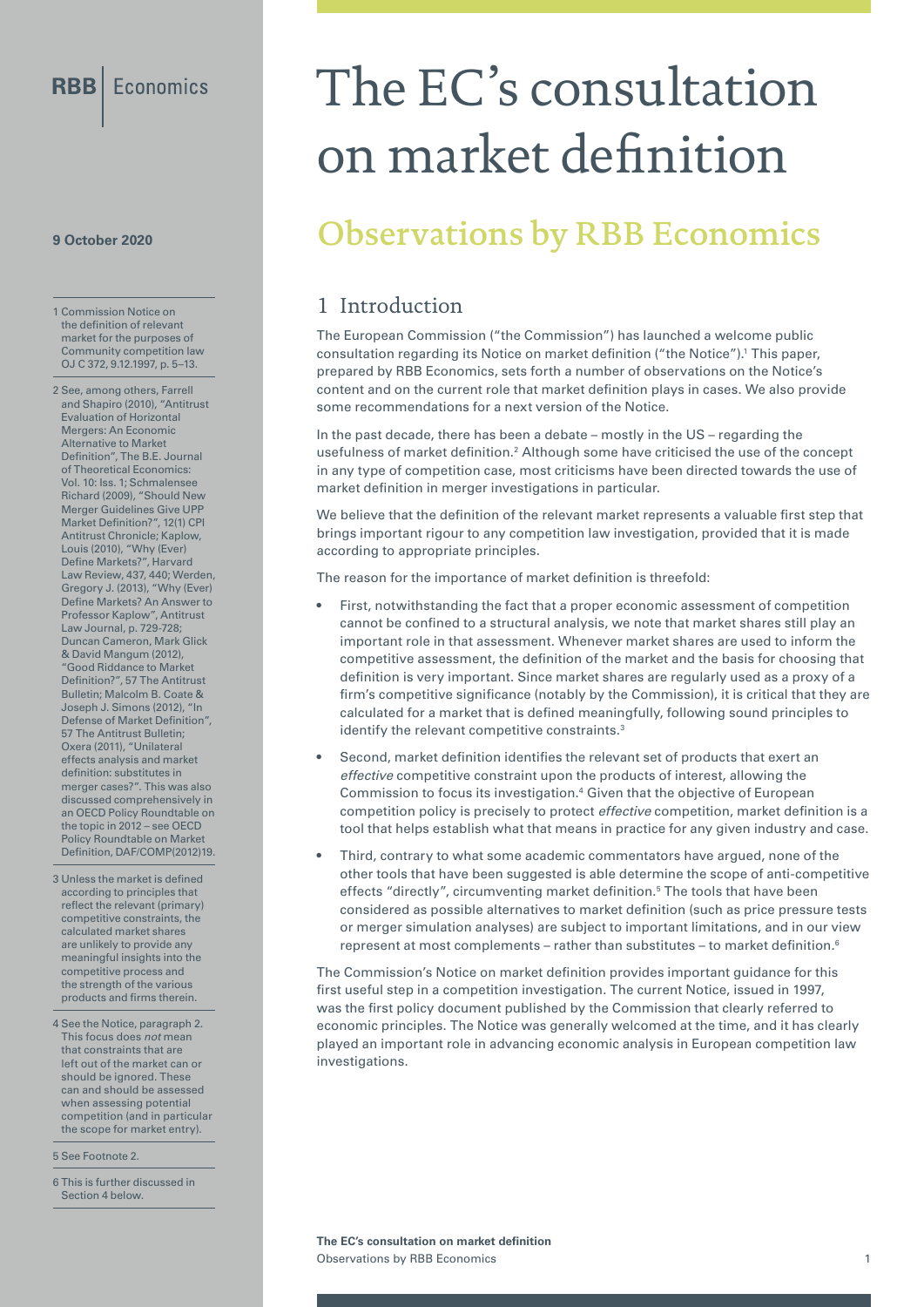RBB | Economics

# The EC's consultation on market definition

## Observations by RBB Economics

**9 October 2020**

## 1 Introduction

The European Commission ("the Commission") has launched a welcome public consultation regarding its Notice on market definition ("the Notice").[1] This paper, prepared by RBB Economics, sets forth a number of observations on the Notice's content and on the current role that market definition plays in cases. We also provide some recommendations for a next version of the Notice.

In the past decade, there has been a debate – mostly in the US – regarding the usefulness of market definition.[2] Although some have criticised the use of the concept in any type of competition case, most criticisms have been directed towards the use of market definition in merger investigations in particular.

We believe that the definition of the relevant market represents a valuable first step that brings important rigour to any competition law investigation, provided that it is made according to appropriate principles.

The reason for the importance of market definition is threefold:

- First, notwithstanding the fact that a proper economic assessment of competition cannot be confined to a structural analysis, we note that market shares still play an important role in that assessment. Whenever market shares are used to inform the competitive assessment, the definition of the market and the basis for choosing that definition is very important. Since market shares are regularly used as a proxy of a firm's competitive significance (notably by the Commission), it is critical that they are calculated for a market that is defined meaningfully, following sound principles to identify the relevant competitive constraints.[3]
- Second, market definition identifies the relevant set of products that exert an *effective* competitive constraint upon the products of interest, allowing the Commission to focus its investigation.[4] Given that the objective of European competition policy is precisely to protect *effective* competition, market definition is a tool that helps establish what that means in practice for any given industry and case.
- Third, contrary to what some academic commentators have argued, none of the other tools that have been suggested is able determine the scope of anti-competitive effects "directly", circumventing market definition.[5] The tools that have been considered as possible alternatives to market definition (such as price pressure tests or merger simulation analyses) are subject to important limitations, and in our view represent at most complements – rather than substitutes – to market definition.[6]

The Commission's Notice on market definition provides important guidance for this first useful step in a competition investigation. The current Notice, issued in 1997, was the first policy document published by the Commission that clearly referred to economic principles. The Notice was generally welcomed at the time, and it has clearly played an important role in advancing economic analysis in European competition law investigations.

---

1 Commission Notice on the definition of relevant market for the purposes of Community competition law OJ C 372, 9.12.1997, p. 5–13.

2 See, among others, Farrell and Shapiro (2010), "Antitrust Evaluation of Horizontal Mergers: An Economic Alternative to Market Definition", The B.E. Journal of Theoretical Economics: Vol. 10: Iss. 1; Schmalensee Richard (2009), "Should New Merger Guidelines Give UPP Market Definition?", 12(1) CPI Antitrust Chronicle; Kaplow, Louis (2010), "Why (Ever) Define Markets?", Harvard Law Review, 437, 440; Werden, Gregory J. (2013), "Why (Ever) Define Markets? An Answer to Professor Kaplow", Antitrust Law Journal, p. 729-728; Duncan Cameron, Mark Glick & David Mangum (2012), "Good Riddance to Market Definition?", 57 The Antitrust Bulletin; Malcolm B. Coate & Joseph J. Simons (2012), "In Defense of Market Definition", 57 The Antitrust Bulletin; Oxera (2011), "Unilateral effects analysis and market definition: substitutes in merger cases?". This was also discussed comprehensively in an OECD Policy Roundtable on the topic in 2012 – see OECD Policy Roundtable on Market Definition, DAF/COMP(2012)19.

3 Unless the market is defined according to principles that reflect the relevant (primary) competitive constraints, the calculated market shares are unlikely to provide any meaningful insights into the competitive process and the strength of the various products and firms therein.

4 See the Notice, paragraph 2. This focus does *not* mean that constraints that are left out of the market can or should be ignored. These can and should be assessed when assessing potential competition (and in particular the scope for market entry).

5 See Footnote 2.

6 This is further discussed in Section 4 below.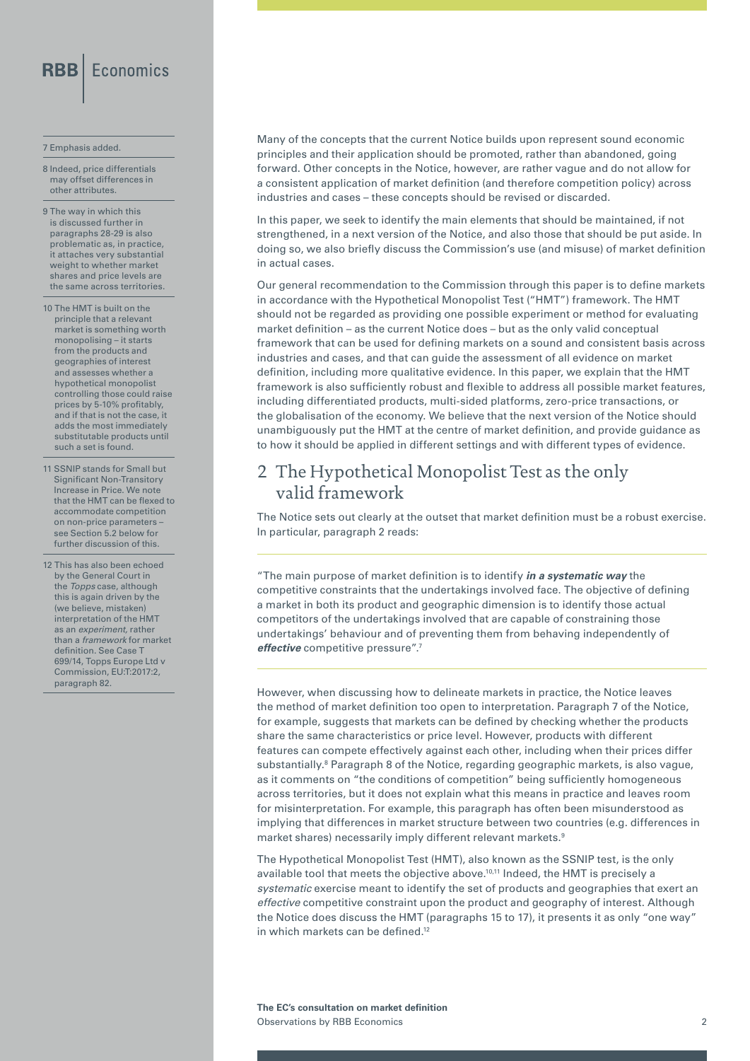Many of the concepts that the current Notice builds upon represent sound economic principles and their application should be promoted, rather than abandoned, going forward. Other concepts in the Notice, however, are rather vague and do not allow for a consistent application of market definition (and therefore competition policy) across industries and cases – these concepts should be revised or discarded.

In this paper, we seek to identify the main elements that should be maintained, if not strengthened, in a next version of the Notice, and also those that should be put aside. In doing so, we also briefly discuss the Commission's use (and misuse) of market definition in actual cases.

Our general recommendation to the Commission through this paper is to define markets in accordance with the Hypothetical Monopolist Test ("HMT") framework. The HMT should not be regarded as providing one possible experiment or method for evaluating market definition – as the current Notice does – but as the only valid conceptual framework that can be used for defining markets on a sound and consistent basis across industries and cases, and that can guide the assessment of all evidence on market definition, including more qualitative evidence. In this paper, we explain that the HMT framework is also sufficiently robust and flexible to address all possible market features, including differentiated products, multi-sided platforms, zero-price transactions, or the globalisation of the economy. We believe that the next version of the Notice should unambiguously put the HMT at the centre of market definition, and provide guidance as to how it should be applied in different settings and with different types of evidence.

## 2 The Hypothetical Monopolist Test as the only valid framework

The Notice sets out clearly at the outset that market definition must be a robust exercise. In particular, paragraph 2 reads:

"The main purpose of market definition is to identify ***in a systematic way*** the competitive constraints that the undertakings involved face. The objective of defining a market in both its product and geographic dimension is to identify those actual competitors of the undertakings involved that are capable of constraining those undertakings' behaviour and of preventing them from behaving independently of ***effective*** competitive pressure".[7]

However, when discussing how to delineate markets in practice, the Notice leaves the method of market definition too open to interpretation. Paragraph 7 of the Notice, for example, suggests that markets can be defined by checking whether the products share the same characteristics or price level. However, products with different features can compete effectively against each other, including when their prices differ substantially.[8] Paragraph 8 of the Notice, regarding geographic markets, is also vague, as it comments on "the conditions of competition" being sufficiently homogeneous across territories, but it does not explain what this means in practice and leaves room for misinterpretation. For example, this paragraph has often been misunderstood as implying that differences in market structure between two countries (e.g. differences in market shares) necessarily imply different relevant markets.[9]

The Hypothetical Monopolist Test (HMT), also known as the SSNIP test, is the only available tool that meets the objective above.[10,11] Indeed, the HMT is precisely a *systematic* exercise meant to identify the set of products and geographies that exert an *effective* competitive constraint upon the product and geography of interest. Although the Notice does discuss the HMT (paragraphs 15 to 17), it presents it as only "one way" in which markets can be defined.[12]

---

7 Emphasis added.

8 Indeed, price differentials may offset differences in other attributes.

9 The way in which this is discussed further in paragraphs 28-29 is also problematic as, in practice, it attaches very substantial weight to whether market shares and price levels are the same across territories.

10 The HMT is built on the principle that a relevant market is something worth monopolising – it starts from the products and geographies of interest and assesses whether a hypothetical monopolist controlling those could raise prices by 5-10% profitably, and if that is not the case, it adds the most immediately substitutable products until such a set is found.

11 SSNIP stands for Small but Significant Non-Transitory Increase in Price. We note that the HMT can be flexed to accommodate competition on non-price parameters – see Section 5.2 below for further discussion of this.

12 This has also been echoed by the General Court in the *Topps* case, although this is again driven by the (we believe, mistaken) interpretation of the HMT as an *experiment*, rather than a *framework* for market definition. See Case T 699/14, Topps Europe Ltd v Commission, EU:T:2017:2, paragraph 82.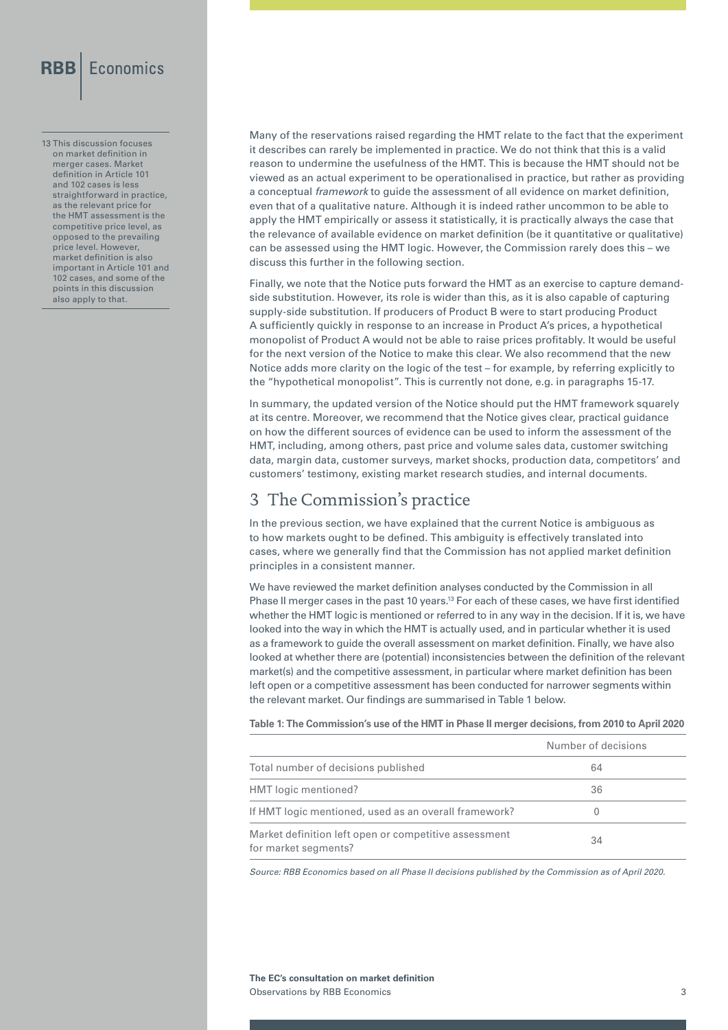Many of the reservations raised regarding the HMT relate to the fact that the experiment it describes can rarely be implemented in practice. We do not think that this is a valid reason to undermine the usefulness of the HMT. This is because the HMT should not be viewed as an actual experiment to be operationalised in practice, but rather as providing a conceptual *framework* to guide the assessment of all evidence on market definition, even that of a qualitative nature. Although it is indeed rather uncommon to be able to apply the HMT empirically or assess it statistically, it is practically always the case that the relevance of available evidence on market definition (be it quantitative or qualitative) can be assessed using the HMT logic. However, the Commission rarely does this – we discuss this further in the following section.

Finally, we note that the Notice puts forward the HMT as an exercise to capture demand-side substitution. However, its role is wider than this, as it is also capable of capturing supply-side substitution. If producers of Product B were to start producing Product A sufficiently quickly in response to an increase in Product A's prices, a hypothetical monopolist of Product A would not be able to raise prices profitably. It would be useful for the next version of the Notice to make this clear. We also recommend that the new Notice adds more clarity on the logic of the test – for example, by referring explicitly to the "hypothetical monopolist". This is currently not done, e.g. in paragraphs 15-17.

In summary, the updated version of the Notice should put the HMT framework squarely at its centre. Moreover, we recommend that the Notice gives clear, practical guidance on how the different sources of evidence can be used to inform the assessment of the HMT, including, among others, past price and volume sales data, customer switching data, margin data, customer surveys, market shocks, production data, competitors' and customers' testimony, existing market research studies, and internal documents.

## 3 The Commission's practice

In the previous section, we have explained that the current Notice is ambiguous as to how markets ought to be defined. This ambiguity is effectively translated into cases, where we generally find that the Commission has not applied market definition principles in a consistent manner.

We have reviewed the market definition analyses conducted by the Commission in all Phase II merger cases in the past 10 years.[13] For each of these cases, we have first identified whether the HMT logic is mentioned or referred to in any way in the decision. If it is, we have looked into the way in which the HMT is actually used, and in particular whether it is used as a framework to guide the overall assessment on market definition. Finally, we have also looked at whether there are (potential) inconsistencies between the definition of the relevant market(s) and the competitive assessment, in particular where market definition has been left open or a competitive assessment has been conducted for narrower segments within the relevant market. Our findings are summarised in Table 1 below.

**Table 1: The Commission's use of the HMT in Phase II merger decisions, from 2010 to April 2020**

| | Number of decisions |
|---|---|
| Total number of decisions published | 64 |
| HMT logic mentioned? | 36 |
| If HMT logic mentioned, used as an overall framework? | 0 |
| Market definition left open or competitive assessment for market segments? | 34 |

*Source: RBB Economics based on all Phase II decisions published by the Commission as of April 2020.*

13 This discussion focuses on market definition in merger cases. Market definition in Article 101 and 102 cases is less straightforward in practice, as the relevant price for the HMT assessment is the competitive price level, as opposed to the prevailing price level. However, market definition is also important in Article 101 and 102 cases, and some of the points in this discussion also apply to that.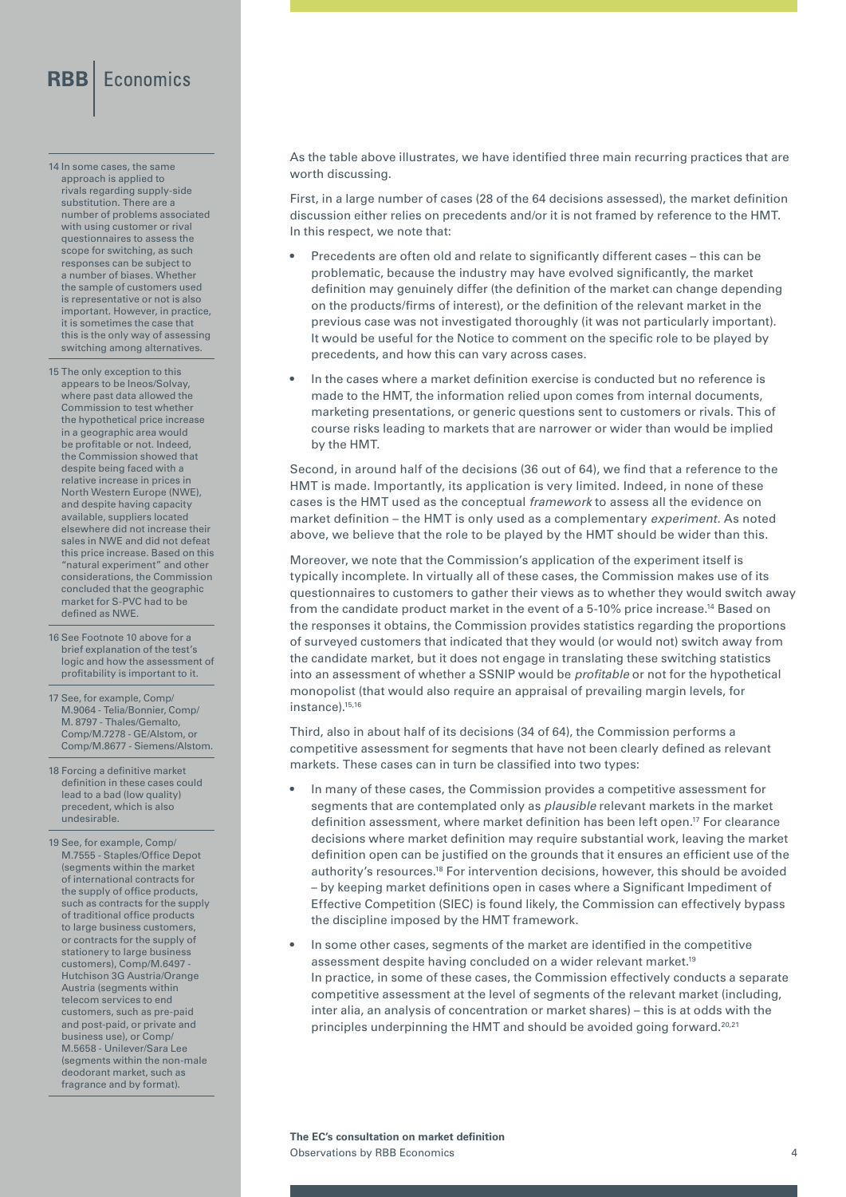As the table above illustrates, we have identified three main recurring practices that are worth discussing.

First, in a large number of cases (28 of the 64 decisions assessed), the market definition discussion either relies on precedents and/or it is not framed by reference to the HMT. In this respect, we note that:

- Precedents are often old and relate to significantly different cases – this can be problematic, because the industry may have evolved significantly, the market definition may genuinely differ (the definition of the market can change depending on the products/firms of interest), or the definition of the relevant market in the previous case was not investigated thoroughly (it was not particularly important). It would be useful for the Notice to comment on the specific role to be played by precedents, and how this can vary across cases.
- In the cases where a market definition exercise is conducted but no reference is made to the HMT, the information relied upon comes from internal documents, marketing presentations, or generic questions sent to customers or rivals. This of course risks leading to markets that are narrower or wider than would be implied by the HMT.

Second, in around half of the decisions (36 out of 64), we find that a reference to the HMT is made. Importantly, its application is very limited. Indeed, in none of these cases is the HMT used as the conceptual *framework* to assess all the evidence on market definition – the HMT is only used as a complementary *experiment*. As noted above, we believe that the role to be played by the HMT should be wider than this.

Moreover, we note that the Commission's application of the experiment itself is typically incomplete. In virtually all of these cases, the Commission makes use of its questionnaires to customers to gather their views as to whether they would switch away from the candidate product market in the event of a 5-10% price increase.[14] Based on the responses it obtains, the Commission provides statistics regarding the proportions of surveyed customers that indicated that they would (or would not) switch away from the candidate market, but it does not engage in translating these switching statistics into an assessment of whether a SSNIP would be *profitable* or not for the hypothetical monopolist (that would also require an appraisal of prevailing margin levels, for instance).[15,16]

Third, also in about half of its decisions (34 of 64), the Commission performs a competitive assessment for segments that have not been clearly defined as relevant markets. These cases can in turn be classified into two types:

- In many of these cases, the Commission provides a competitive assessment for segments that are contemplated only as *plausible* relevant markets in the market definition assessment, where market definition has been left open.[17] For clearance decisions where market definition may require substantial work, leaving the market definition open can be justified on the grounds that it ensures an efficient use of the authority's resources.[18] For intervention decisions, however, this should be avoided – by keeping market definitions open in cases where a Significant Impediment of Effective Competition (SIEC) is found likely, the Commission can effectively bypass the discipline imposed by the HMT framework.
- In some other cases, segments of the market are identified in the competitive assessment despite having concluded on a wider relevant market.[19] In practice, in some of these cases, the Commission effectively conducts a separate competitive assessment at the level of segments of the relevant market (including, inter alia, an analysis of concentration or market shares) – this is at odds with the principles underpinning the HMT and should be avoided going forward.[20,21]

---

14 In some cases, the same approach is applied to rivals regarding supply-side substitution. There are a number of problems associated with using customer or rival questionnaires to assess the scope for switching, as such responses can be subject to a number of biases. Whether the sample of customers used is representative or not is also important. However, in practice, it is sometimes the case that this is the only way of assessing switching among alternatives.

15 The only exception to this appears to be Ineos/Solvay, where past data allowed the Commission to test whether the hypothetical price increase in a geographic area would be profitable or not. Indeed, the Commission showed that despite being faced with a relative increase in prices in North Western Europe (NWE), and despite having capacity available, suppliers located elsewhere did not increase their sales in NWE and did not defeat this price increase. Based on this "natural experiment" and other considerations, the Commission concluded that the geographic market for S-PVC had to be defined as NWE.

16 See Footnote 10 above for a brief explanation of the test's logic and how the assessment of profitability is important to it.

17 See, for example, Comp/M.9064 - Telia/Bonnier, Comp/M. 8797 - Thales/Gemalto, Comp/M.7278 - GE/Alstom, or Comp/M.8677 - Siemens/Alstom.

18 Forcing a definitive market definition in these cases could lead to a bad (low quality) precedent, which is also undesirable.

19 See, for example, Comp/M.7555 - Staples/Office Depot (segments within the market of international contracts for the supply of office products, such as contracts for the supply of traditional office products to large business customers, or contracts for the supply of stationery to large business customers), Comp/M.6497 - Hutchison 3G Austria/Orange Austria (segments within telecom services to end customers, such as pre-paid and post-paid, or private and business use), or Comp/M.5658 - Unilever/Sara Lee (segments within the non-male deodorant market, such as fragrance and by format).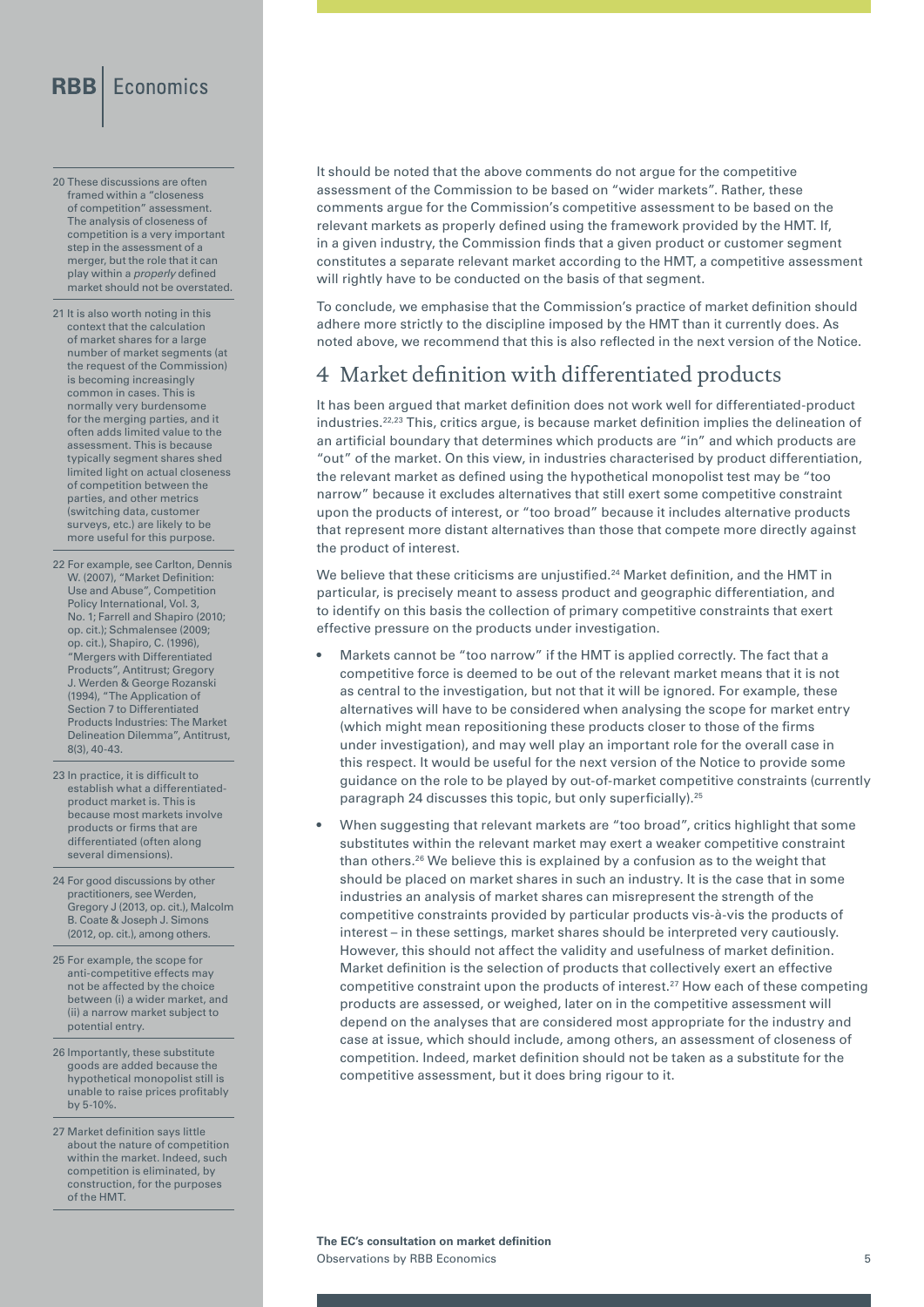It should be noted that the above comments do not argue for the competitive assessment of the Commission to be based on "wider markets". Rather, these comments argue for the Commission's competitive assessment to be based on the relevant markets as properly defined using the framework provided by the HMT. If, in a given industry, the Commission finds that a given product or customer segment constitutes a separate relevant market according to the HMT, a competitive assessment will rightly have to be conducted on the basis of that segment.

To conclude, we emphasise that the Commission's practice of market definition should adhere more strictly to the discipline imposed by the HMT than it currently does. As noted above, we recommend that this is also reflected in the next version of the Notice.

## 4 Market definition with differentiated products

It has been argued that market definition does not work well for differentiated-product industries.[22,23] This, critics argue, is because market definition implies the delineation of an artificial boundary that determines which products are "in" and which products are "out" of the market. On this view, in industries characterised by product differentiation, the relevant market as defined using the hypothetical monopolist test may be "too narrow" because it excludes alternatives that still exert some competitive constraint upon the products of interest, or "too broad" because it includes alternative products that represent more distant alternatives than those that compete more directly against the product of interest.

We believe that these criticisms are unjustified.[24] Market definition, and the HMT in particular, is precisely meant to assess product and geographic differentiation, and to identify on this basis the collection of primary competitive constraints that exert effective pressure on the products under investigation.

- Markets cannot be "too narrow" if the HMT is applied correctly. The fact that a competitive force is deemed to be out of the relevant market means that it is not as central to the investigation, but not that it will be ignored. For example, these alternatives will have to be considered when analysing the scope for market entry (which might mean repositioning these products closer to those of the firms under investigation), and may well play an important role for the overall case in this respect. It would be useful for the next version of the Notice to provide some guidance on the role to be played by out-of-market competitive constraints (currently paragraph 24 discusses this topic, but only superficially).[25]
- When suggesting that relevant markets are "too broad", critics highlight that some substitutes within the relevant market may exert a weaker competitive constraint than others.[26] We believe this is explained by a confusion as to the weight that should be placed on market shares in such an industry. It is the case that in some industries an analysis of market shares can misrepresent the strength of the competitive constraints provided by particular products vis-à-vis the products of interest – in these settings, market shares should be interpreted very cautiously. However, this should not affect the validity and usefulness of market definition. Market definition is the selection of products that collectively exert an effective competitive constraint upon the products of interest.[27] How each of these competing products are assessed, or weighed, later on in the competitive assessment will depend on the analyses that are considered most appropriate for the industry and case at issue, which should include, among others, an assessment of closeness of competition. Indeed, market definition should not be taken as a substitute for the competitive assessment, but it does bring rigour to it.

---

20 These discussions are often framed within a "closeness of competition" assessment. The analysis of closeness of competition is a very important step in the assessment of a merger, but the role that it can play within a *properly* defined market should not be overstated.

21 It is also worth noting in this context that the calculation of market shares for a large number of market segments (at the request of the Commission) is becoming increasingly common in cases. This is normally very burdensome for the merging parties, and it often adds limited value to the assessment. This is because typically segment shares shed limited light on actual closeness of competition between the parties, and other metrics (switching data, customer surveys, etc.) are likely to be more useful for this purpose.

22 For example, see Carlton, Dennis W. (2007), "Market Definition: Use and Abuse", Competition Policy International, Vol. 3, No. 1; Farrell and Shapiro (2010; op. cit.); Schmalensee (2009; op. cit.), Shapiro, C. (1996), "Mergers with Differentiated Products", Antitrust; Gregory J. Werden & George Rozanski (1994), "The Application of Section 7 to Differentiated Products Industries: The Market Delineation Dilemma", Antitrust, 8(3), 40-43.

23 In practice, it is difficult to establish what a differentiated-product market is. This is because most markets involve products or firms that are differentiated (often along several dimensions).

24 For good discussions by other practitioners, see Werden, Gregory J (2013, op. cit.), Malcolm B. Coate & Joseph J. Simons (2012, op. cit.), among others.

25 For example, the scope for anti-competitive effects may not be affected by the choice between (i) a wider market, and (ii) a narrow market subject to potential entry.

26 Importantly, these substitute goods are added because the hypothetical monopolist still is unable to raise prices profitably by 5-10%.

27 Market definition says little about the nature of competition within the market. Indeed, such competition is eliminated, by construction, for the purposes of the HMT.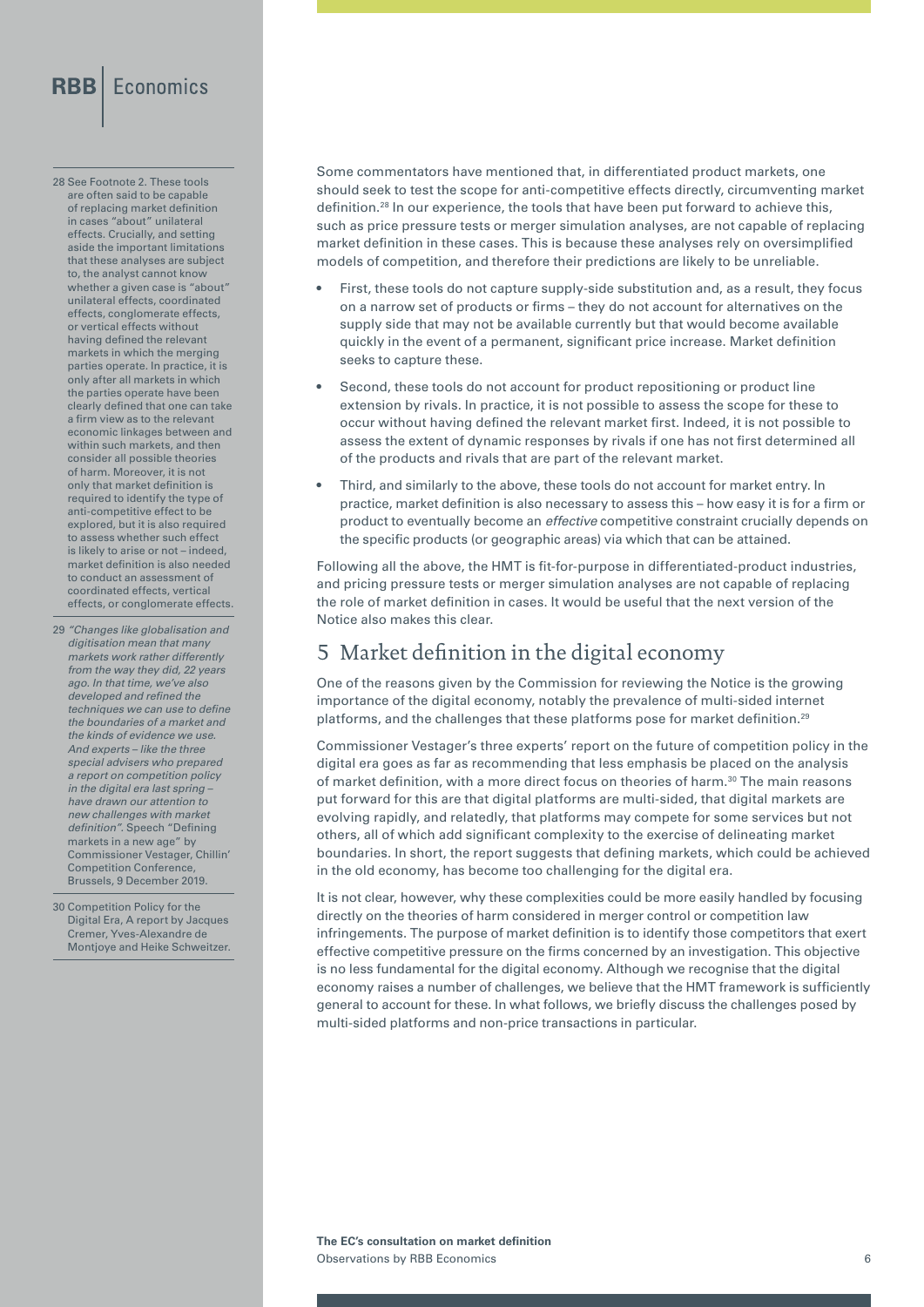Some commentators have mentioned that, in differentiated product markets, one should seek to test the scope for anti-competitive effects directly, circumventing market definition.[28] In our experience, the tools that have been put forward to achieve this, such as price pressure tests or merger simulation analyses, are not capable of replacing market definition in these cases. This is because these analyses rely on oversimplified models of competition, and therefore their predictions are likely to be unreliable.

- First, these tools do not capture supply-side substitution and, as a result, they focus on a narrow set of products or firms – they do not account for alternatives on the supply side that may not be available currently but that would become available quickly in the event of a permanent, significant price increase. Market definition seeks to capture these.
- Second, these tools do not account for product repositioning or product line extension by rivals. In practice, it is not possible to assess the scope for these to occur without having defined the relevant market first. Indeed, it is not possible to assess the extent of dynamic responses by rivals if one has not first determined all of the products and rivals that are part of the relevant market.
- Third, and similarly to the above, these tools do not account for market entry. In practice, market definition is also necessary to assess this – how easy it is for a firm or product to eventually become an *effective* competitive constraint crucially depends on the specific products (or geographic areas) via which that can be attained.

Following all the above, the HMT is fit-for-purpose in differentiated-product industries, and pricing pressure tests or merger simulation analyses are not capable of replacing the role of market definition in cases. It would be useful that the next version of the Notice also makes this clear.

## 5 Market definition in the digital economy

One of the reasons given by the Commission for reviewing the Notice is the growing importance of the digital economy, notably the prevalence of multi-sided internet platforms, and the challenges that these platforms pose for market definition.[29]

Commissioner Vestager's three experts' report on the future of competition policy in the digital era goes as far as recommending that less emphasis be placed on the analysis of market definition, with a more direct focus on theories of harm.[30] The main reasons put forward for this are that digital platforms are multi-sided, that digital markets are evolving rapidly, and relatedly, that platforms may compete for some services but not others, all of which add significant complexity to the exercise of delineating market boundaries. In short, the report suggests that defining markets, which could be achieved in the old economy, has become too challenging for the digital era.

It is not clear, however, why these complexities could be more easily handled by focusing directly on the theories of harm considered in merger control or competition law infringements. The purpose of market definition is to identify those competitors that exert effective competitive pressure on the firms concerned by an investigation. This objective is no less fundamental for the digital economy. Although we recognise that the digital economy raises a number of challenges, we believe that the HMT framework is sufficiently general to account for these. In what follows, we briefly discuss the challenges posed by multi-sided platforms and non-price transactions in particular.

---

28 See Footnote 2. These tools are often said to be capable of replacing market definition in cases "about" unilateral effects. Crucially, and setting aside the important limitations that these analyses are subject to, the analyst cannot know whether a given case is "about" unilateral effects, coordinated effects, conglomerate effects, or vertical effects without having defined the relevant markets in which the merging parties operate. In practice, it is only after all markets in which the parties operate have been clearly defined that one can take a firm view as to the relevant economic linkages between and within such markets, and then consider all possible theories of harm. Moreover, it is not only that market definition is required to identify the type of anti-competitive effect to be explored, but it is also required to assess whether such effect is likely to arise or not – indeed, market definition is also needed to conduct an assessment of coordinated effects, vertical effects, or conglomerate effects.

29 *"Changes like globalisation and digitisation mean that many markets work rather differently from the way they did, 22 years ago. In that time, we've also developed and refined the techniques we can use to define the boundaries of a market and the kinds of evidence we use. And experts – like the three special advisers who prepared a report on competition policy in the digital era last spring – have drawn our attention to new challenges with market definition".* Speech "Defining markets in a new age" by Commissioner Vestager, Chillin' Competition Conference, Brussels, 9 December 2019.

30 Competition Policy for the Digital Era, A report by Jacques Cremer, Yves-Alexandre de Montjoye and Heike Schweitzer.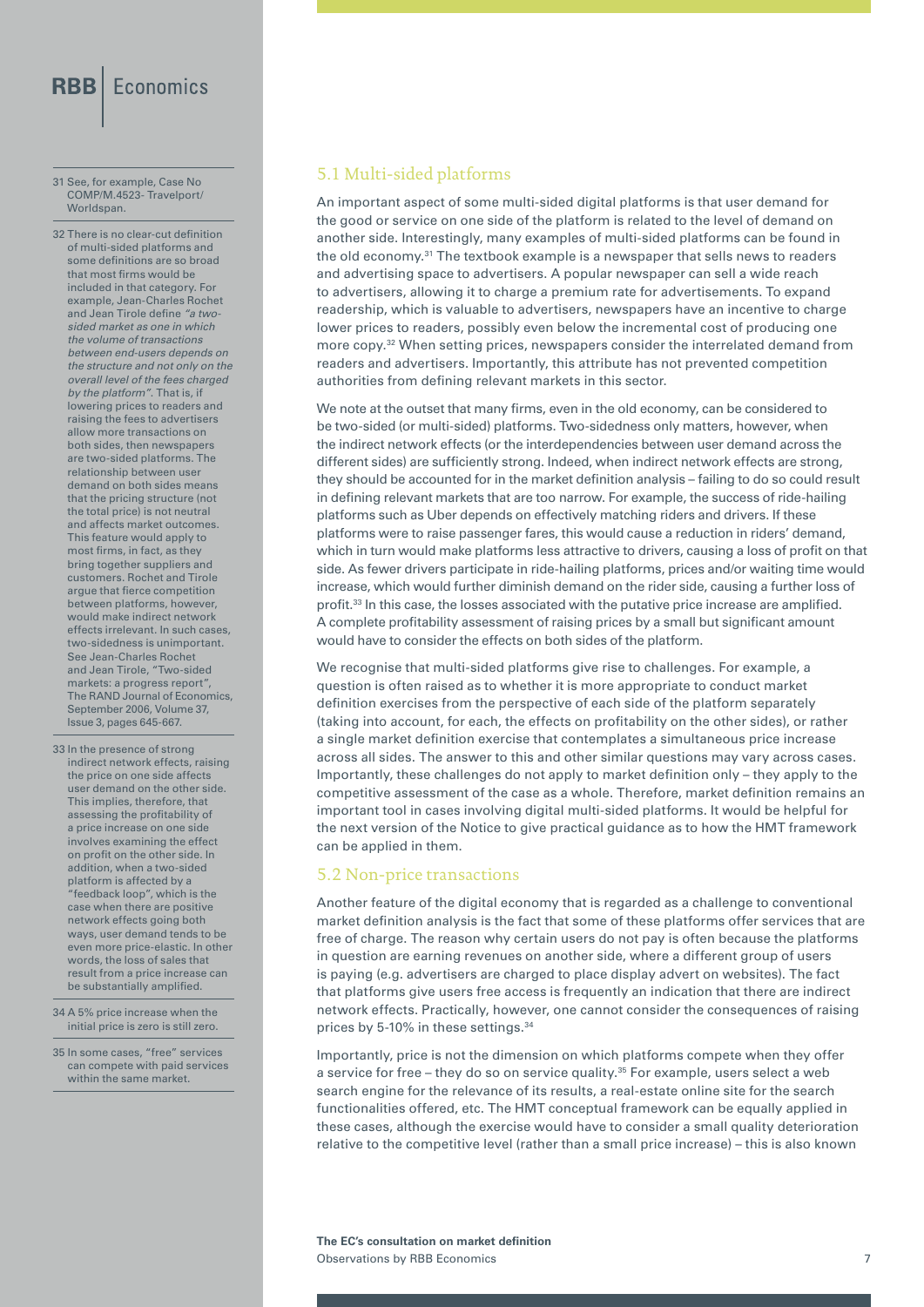## 5.1 Multi-sided platforms

An important aspect of some multi-sided digital platforms is that user demand for the good or service on one side of the platform is related to the level of demand on another side. Interestingly, many examples of multi-sided platforms can be found in the old economy.[31] The textbook example is a newspaper that sells news to readers and advertising space to advertisers. A popular newspaper can sell a wide reach to advertisers, allowing it to charge a premium rate for advertisements. To expand readership, which is valuable to advertisers, newspapers have an incentive to charge lower prices to readers, possibly even below the incremental cost of producing one more copy.[32] When setting prices, newspapers consider the interrelated demand from readers and advertisers. Importantly, this attribute has not prevented competition authorities from defining relevant markets in this sector.

We note at the outset that many firms, even in the old economy, can be considered to be two-sided (or multi-sided) platforms. Two-sidedness only matters, however, when the indirect network effects (or the interdependencies between user demand across the different sides) are sufficiently strong. Indeed, when indirect network effects are strong, they should be accounted for in the market definition analysis – failing to do so could result in defining relevant markets that are too narrow. For example, the success of ride-hailing platforms such as Uber depends on effectively matching riders and drivers. If these platforms were to raise passenger fares, this would cause a reduction in riders' demand, which in turn would make platforms less attractive to drivers, causing a loss of profit on that side. As fewer drivers participate in ride-hailing platforms, prices and/or waiting time would increase, which would further diminish demand on the rider side, causing a further loss of profit.[33] In this case, the losses associated with the putative price increase are amplified. A complete profitability assessment of raising prices by a small but significant amount would have to consider the effects on both sides of the platform.

We recognise that multi-sided platforms give rise to challenges. For example, a question is often raised as to whether it is more appropriate to conduct market definition exercises from the perspective of each side of the platform separately (taking into account, for each, the effects on profitability on the other sides), or rather a single market definition exercise that contemplates a simultaneous price increase across all sides. The answer to this and other similar questions may vary across cases. Importantly, these challenges do not apply to market definition only – they apply to the competitive assessment of the case as a whole. Therefore, market definition remains an important tool in cases involving digital multi-sided platforms. It would be helpful for the next version of the Notice to give practical guidance as to how the HMT framework can be applied in them.

## 5.2 Non-price transactions

Another feature of the digital economy that is regarded as a challenge to conventional market definition analysis is the fact that some of these platforms offer services that are free of charge. The reason why certain users do not pay is often because the platforms in question are earning revenues on another side, where a different group of users is paying (e.g. advertisers are charged to place display advert on websites). The fact that platforms give users free access is frequently an indication that there are indirect network effects. Practically, however, one cannot consider the consequences of raising prices by 5-10% in these settings.[34]

Importantly, price is not the dimension on which platforms compete when they offer a service for free – they do so on service quality.[35] For example, users select a web search engine for the relevance of its results, a real-estate online site for the search functionalities offered, etc. The HMT conceptual framework can be equally applied in these cases, although the exercise would have to consider a small quality deterioration relative to the competitive level (rather than a small price increase) – this is also known

---

31 See, for example, Case No COMP/M.4523- Travelport/ Worldspan.

32 There is no clear-cut definition of multi-sided platforms and some definitions are so broad that most firms would be included in that category. For example, Jean-Charles Rochet and Jean Tirole define *"a two-sided market as one in which the volume of transactions between end-users depends on the structure and not only on the overall level of the fees charged by the platform"*. That is, if lowering prices to readers and raising the fees to advertisers allow more transactions on both sides, then newspapers are two-sided platforms. The relationship between user demand on both sides means that the pricing structure (not the total price) is not neutral and affects market outcomes. This feature would apply to most firms, in fact, as they bring together suppliers and customers. Rochet and Tirole argue that fierce competition between platforms, however, would make indirect network effects irrelevant. In such cases, two-sidedness is unimportant. See Jean-Charles Rochet and Jean Tirole, "Two-sided markets: a progress report", The RAND Journal of Economics, September 2006, Volume 37, Issue 3, pages 645-667.

33 In the presence of strong indirect network effects, raising the price on one side affects user demand on the other side. This implies, therefore, that assessing the profitability of a price increase on one side involves examining the effect on profit on the other side. In addition, when a two-sided platform is affected by a "feedback loop", which is the case when there are positive network effects going both ways, user demand tends to be even more price-elastic. In other words, the loss of sales that result from a price increase can be substantially amplified.

34 A 5% price increase when the initial price is zero is still zero.

35 In some cases, "free" services can compete with paid services within the same market.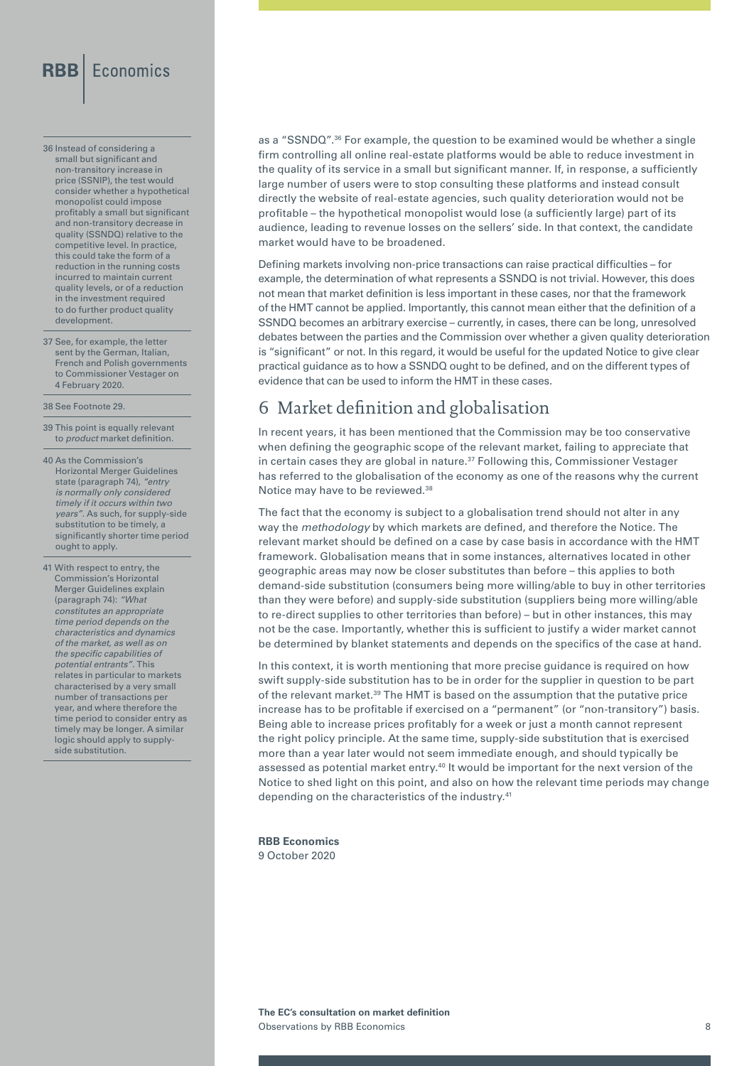as a "SSNDQ".[36] For example, the question to be examined would be whether a single firm controlling all online real-estate platforms would be able to reduce investment in the quality of its service in a small but significant manner. If, in response, a sufficiently large number of users were to stop consulting these platforms and instead consult directly the website of real-estate agencies, such quality deterioration would not be profitable – the hypothetical monopolist would lose (a sufficiently large) part of its audience, leading to revenue losses on the sellers' side. In that context, the candidate market would have to be broadened.

Defining markets involving non-price transactions can raise practical difficulties – for example, the determination of what represents a SSNDQ is not trivial. However, this does not mean that market definition is less important in these cases, nor that the framework of the HMT cannot be applied. Importantly, this cannot mean either that the definition of a SSNDQ becomes an arbitrary exercise – currently, in cases, there can be long, unresolved debates between the parties and the Commission over whether a given quality deterioration is "significant" or not. In this regard, it would be useful for the updated Notice to give clear practical guidance as to how a SSNDQ ought to be defined, and on the different types of evidence that can be used to inform the HMT in these cases.

## 6 Market definition and globalisation

In recent years, it has been mentioned that the Commission may be too conservative when defining the geographic scope of the relevant market, failing to appreciate that in certain cases they are global in nature.[37] Following this, Commissioner Vestager has referred to the globalisation of the economy as one of the reasons why the current Notice may have to be reviewed.[38]

The fact that the economy is subject to a globalisation trend should not alter in any way the *methodology* by which markets are defined, and therefore the Notice. The relevant market should be defined on a case by case basis in accordance with the HMT framework. Globalisation means that in some instances, alternatives located in other geographic areas may now be closer substitutes than before – this applies to both demand-side substitution (consumers being more willing/able to buy in other territories than they were before) and supply-side substitution (suppliers being more willing/able to re-direct supplies to other territories than before) – but in other instances, this may not be the case. Importantly, whether this is sufficient to justify a wider market cannot be determined by blanket statements and depends on the specifics of the case at hand.

In this context, it is worth mentioning that more precise guidance is required on how swift supply-side substitution has to be in order for the supplier in question to be part of the relevant market.[39] The HMT is based on the assumption that the putative price increase has to be profitable if exercised on a "permanent" (or "non-transitory") basis. Being able to increase prices profitably for a week or just a month cannot represent the right policy principle. At the same time, supply-side substitution that is exercised more than a year later would not seem immediate enough, and should typically be assessed as potential market entry.[40] It would be important for the next version of the Notice to shed light on this point, and also on how the relevant time periods may change depending on the characteristics of the industry.[41]

**RBB Economics**
9 October 2020

---

36 Instead of considering a small but significant and non-transitory increase in price (SSNIP), the test would consider whether a hypothetical monopolist could impose profitably a small but significant and non-transitory decrease in quality (SSNDQ) relative to the competitive level. In practice, this could take the form of a reduction in the running costs incurred to maintain current quality levels, or of a reduction in the investment required to do further product quality development.

37 See, for example, the letter sent by the German, Italian, French and Polish governments to Commissioner Vestager on 4 February 2020.

38 See Footnote 29.

39 This point is equally relevant to *product* market definition.

40 As the Commission's Horizontal Merger Guidelines state (paragraph 74), *"entry is normally only considered timely if it occurs within two years"*. As such, for supply-side substitution to be timely, a significantly shorter time period ought to apply.

41 With respect to entry, the Commission's Horizontal Merger Guidelines explain (paragraph 74): *"What constitutes an appropriate time period depends on the characteristics and dynamics of the market, as well as on the specific capabilities of potential entrants"*. This relates in particular to markets characterised by a very small number of transactions per year, and where therefore the time period to consider entry as timely may be longer. A similar logic should apply to supply-side substitution.